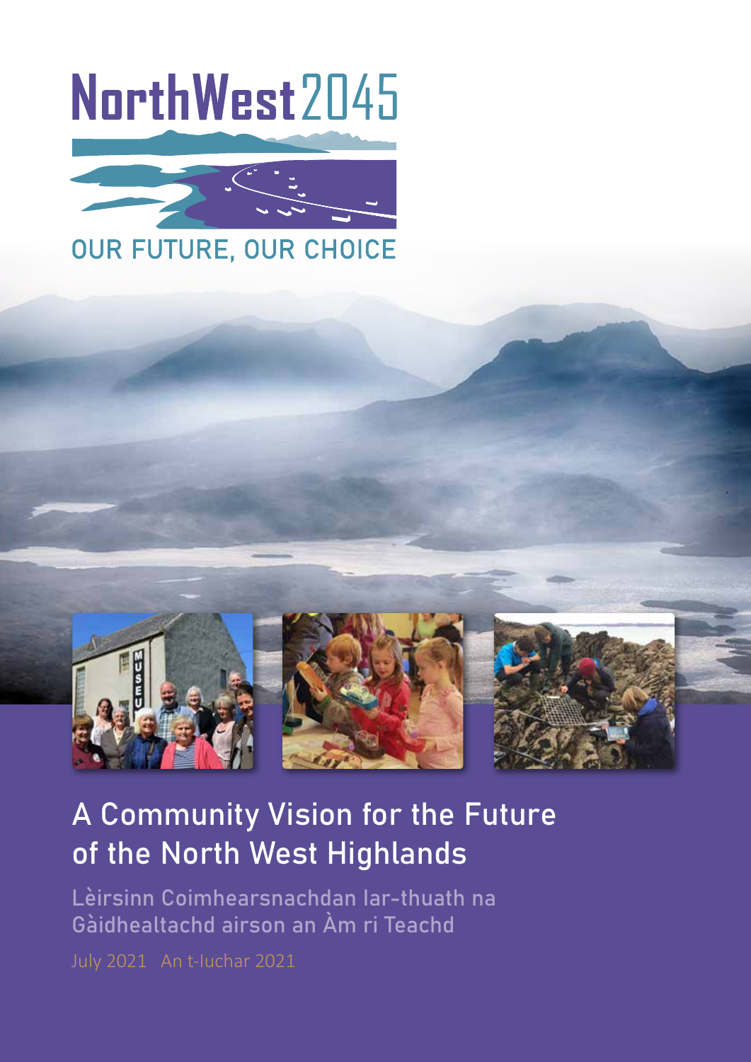# NorthWest2045

OUR FUTURE, OUR CHOICE

## A Community Vision for the Future of the North West Highlands

Lèirsinn Coimhearsnachdan Iar-thuath na Gàidhealtachd airson an Àm ri Teachd

July 2021 An t-Iuchar 2021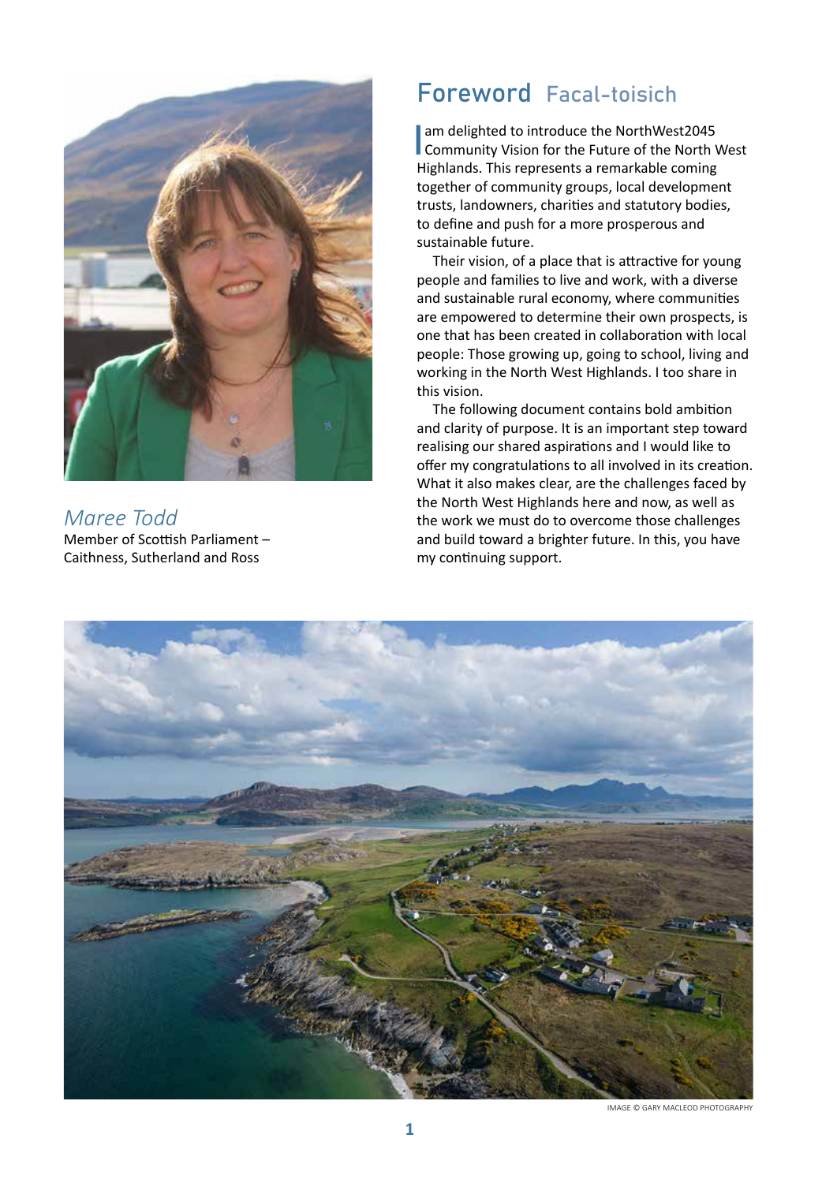# Foreword Facal-toisich

I am delighted to introduce the NorthWest2045 Community Vision for the Future of the North West Highlands. This represents a remarkable coming together of community groups, local development trusts, landowners, charities and statutory bodies, to define and push for a more prosperous and sustainable future.

Their vision, of a place that is attractive for young people and families to live and work, with a diverse and sustainable rural economy, where communities are empowered to determine their own prospects, is one that has been created in collaboration with local people: Those growing up, going to school, living and working in the North West Highlands. I too share in this vision.

The following document contains bold ambition and clarity of purpose. It is an important step toward realising our shared aspirations and I would like to offer my congratulations to all involved in its creation. What it also makes clear, are the challenges faced by the North West Highlands here and now, as well as the work we must do to overcome those challenges and build toward a brighter future. In this, you have my continuing support.

*Maree Todd*
Member of Scottish Parliament – Caithness, Sutherland and Ross

IMAGE © GARY MACLEOD PHOTOGRAPHY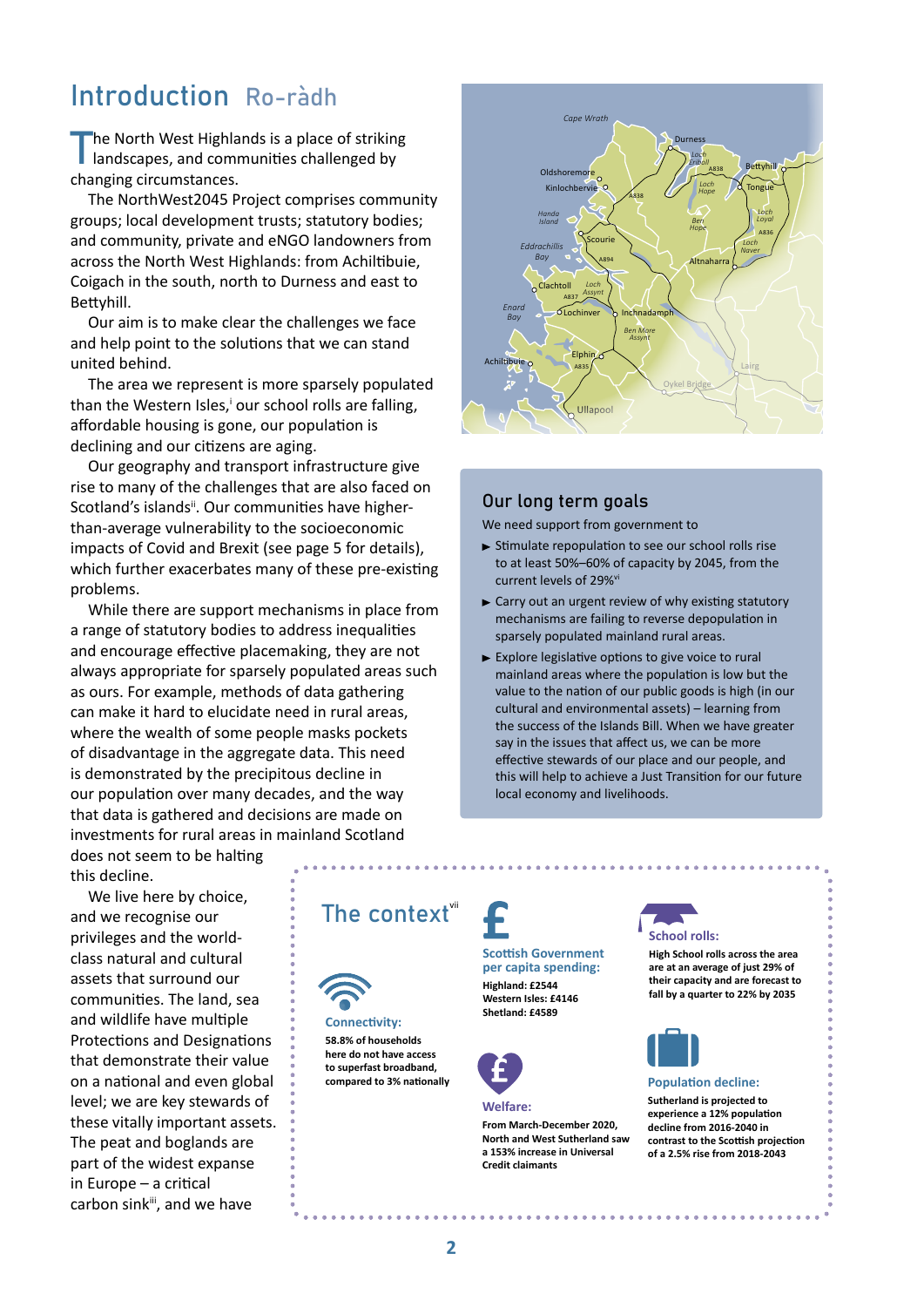# Introduction Ro-ràdh

The North West Highlands is a place of striking landscapes, and communities challenged by changing circumstances.

The NorthWest2045 Project comprises community groups; local development trusts; statutory bodies; and community, private and eNGO landowners from across the North West Highlands: from Achiltibuie, Coigach in the south, north to Durness and east to Bettyhill.

Our aim is to make clear the challenges we face and help point to the solutions that we can stand united behind.

The area we represent is more sparsely populated than the Western Isles,[i] our school rolls are falling, affordable housing is gone, our population is declining and our citizens are aging.

Our geography and transport infrastructure give rise to many of the challenges that are also faced on Scotland's islands[ii]. Our communities have higher-than-average vulnerability to the socioeconomic impacts of Covid and Brexit (see page 5 for details), which further exacerbates many of these pre-existing problems.

While there are support mechanisms in place from a range of statutory bodies to address inequalities and encourage effective placemaking, they are not always appropriate for sparsely populated areas such as ours. For example, methods of data gathering can make it hard to elucidate need in rural areas, where the wealth of some people masks pockets of disadvantage in the aggregate data. This need is demonstrated by the precipitous decline in our population over many decades, and the way that data is gathered and decisions are made on investments for rural areas in mainland Scotland does not seem to be halting this decline.

We live here by choice, and we recognise our privileges and the world-class natural and cultural assets that surround our communities. The land, sea and wildlife have multiple Protections and Designations that demonstrate their value on a national and even global level; we are key stewards of these vitally important assets. The peat and boglands are part of the widest expanse in Europe – a critical carbon sink[iii], and we have

## Our long term goals

We need support from government to

- Stimulate repopulation to see our school rolls rise to at least 50%–60% of capacity by 2045, from the current levels of 29%[vi]
- Carry out an urgent review of why existing statutory mechanisms are failing to reverse depopulation in sparsely populated mainland rural areas.
- Explore legislative options to give voice to rural mainland areas where the population is low but the value to the nation of our public goods is high (in our cultural and environmental assets) – learning from the success of the Islands Bill. When we have greater say in the issues that affect us, we can be more effective stewards of our place and our people, and this will help to achieve a Just Transition for our future local economy and livelihoods.

## The context[vii]

**Connectivity:**
**58.8% of households here do not have access to superfast broadband, compared to 3% nationally**

**Scottish Government per capita spending:**
**Highland: £2544**
**Western Isles: £4146**
**Shetland: £4589**

**Welfare:**
**From March-December 2020, North and West Sutherland saw a 153% increase in Universal Credit claimants**

**School rolls:**
**High School rolls across the area are at an average of just 29% of their capacity and are forecast to fall by a quarter to 22% by 2035**

**Population decline:**
**Sutherland is projected to experience a 12% population decline from 2016-2040 in contrast to the Scottish projection of a 2.5% rise from 2018-2043**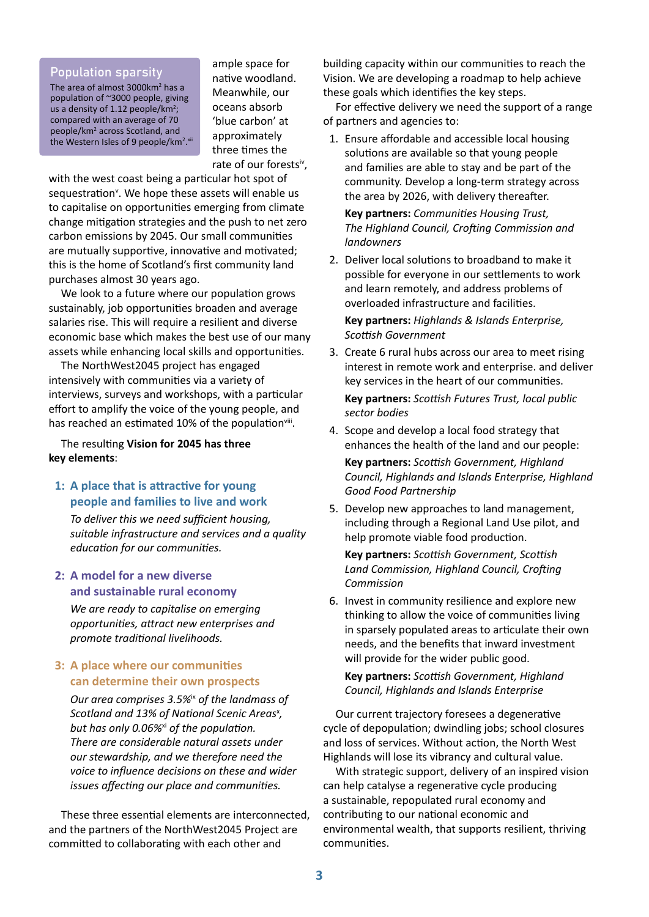### Population sparsity

The area of almost 3000km$^2$ has a population of ~3000 people, giving us a density of 1.12 people/km$^2$; compared with an average of 70 people/km$^2$ across Scotland, and the Western Isles of 9 people/km$^2$.[xii]

ample space for native woodland. Meanwhile, our oceans absorb 'blue carbon' at approximately three times the rate of our forests[iv], with the west coast being a particular hot spot of sequestration[v]. We hope these assets will enable us to capitalise on opportunities emerging from climate change mitigation strategies and the push to net zero carbon emissions by 2045. Our small communities are mutually supportive, innovative and motivated; this is the home of Scotland's first community land purchases almost 30 years ago.

We look to a future where our population grows sustainably, job opportunities broaden and average salaries rise. This will require a resilient and diverse economic base which makes the best use of our many assets while enhancing local skills and opportunities.

The NorthWest2045 project has engaged intensively with communities via a variety of interviews, surveys and workshops, with a particular effort to amplify the voice of the young people, and has reached an estimated 10% of the population[viii].

The resulting **Vision for 2045 has three key elements**:

### 1: A place that is attractive for young people and families to live and work

*To deliver this we need sufficient housing, suitable infrastructure and services and a quality education for our communities.*

### 2: A model for a new diverse and sustainable rural economy

*We are ready to capitalise on emerging opportunities, attract new enterprises and promote traditional livelihoods.*

### 3: A place where our communities can determine their own prospects

*Our area comprises 3.5%[ix] of the landmass of Scotland and 13% of National Scenic Areas[x], but has only 0.06%[xi] of the population. There are considerable natural assets under our stewardship, and we therefore need the voice to influence decisions on these and wider issues affecting our place and communities.*

These three essential elements are interconnected, and the partners of the NorthWest2045 Project are committed to collaborating with each other and building capacity within our communities to reach the Vision. We are developing a roadmap to help achieve these goals which identifies the key steps.

For effective delivery we need the support of a range of partners and agencies to:

1. Ensure affordable and accessible local housing solutions are available so that young people and families are able to stay and be part of the community. Develop a long-term strategy across the area by 2026, with delivery thereafter.

   **Key partners:** *Communities Housing Trust, The Highland Council, Crofting Commission and landowners*

2. Deliver local solutions to broadband to make it possible for everyone in our settlements to work and learn remotely, and address problems of overloaded infrastructure and facilities.

   **Key partners:** *Highlands & Islands Enterprise, Scottish Government*

3. Create 6 rural hubs across our area to meet rising interest in remote work and enterprise. and deliver key services in the heart of our communities.

   **Key partners:** *Scottish Futures Trust, local public sector bodies*

4. Scope and develop a local food strategy that enhances the health of the land and our people:

   **Key partners:** *Scottish Government, Highland Council, Highlands and Islands Enterprise, Highland Good Food Partnership*

5. Develop new approaches to land management, including through a Regional Land Use pilot, and help promote viable food production.

   **Key partners:** *Scottish Government, Scottish Land Commission, Highland Council, Crofting Commission*

6. Invest in community resilience and explore new thinking to allow the voice of communities living in sparsely populated areas to articulate their own needs, and the benefits that inward investment will provide for the wider public good.

   **Key partners:** *Scottish Government, Highland Council, Highlands and Islands Enterprise*

Our current trajectory foresees a degenerative cycle of depopulation; dwindling jobs; school closures and loss of services. Without action, the North West Highlands will lose its vibrancy and cultural value.

With strategic support, delivery of an inspired vision can help catalyse a regenerative cycle producing a sustainable, repopulated rural economy and contributing to our national economic and environmental wealth, that supports resilient, thriving communities.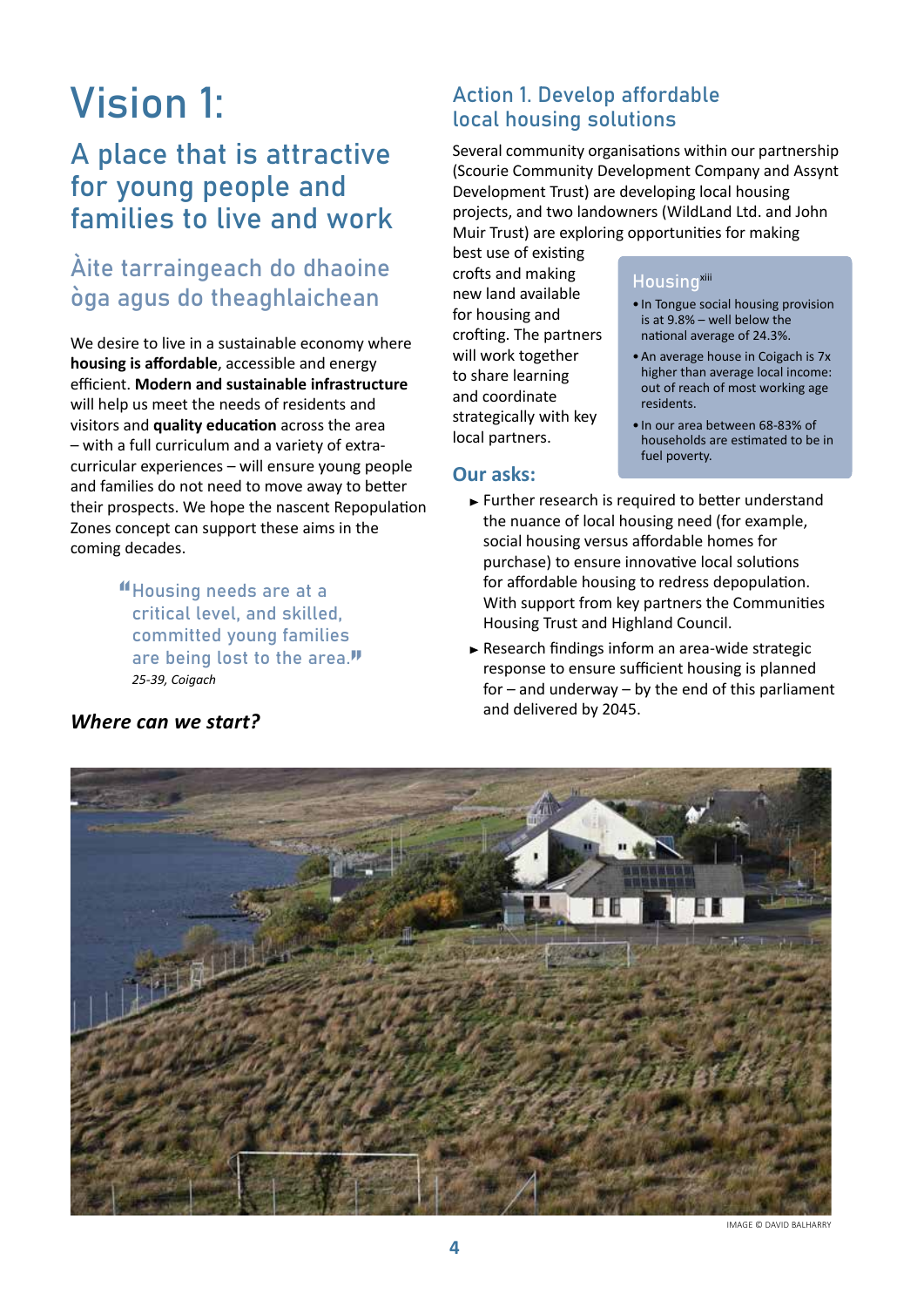# Vision 1:

## A place that is attractive for young people and families to live and work

## Àite tarraingeach do dhaoine òga agus do theaghlaichean

We desire to live in a sustainable economy where **housing is affordable**, accessible and energy efficient. **Modern and sustainable infrastructure** will help us meet the needs of residents and visitors and **quality education** across the area – with a full curriculum and a variety of extra-curricular experiences – will ensure young people and families do not need to move away to better their prospects. We hope the nascent Repopulation Zones concept can support these aims in the coming decades.

> "Housing needs are at a critical level, and skilled, committed young families are being lost to the area."
>
> *25-39, Coigach*

### *Where can we start?*

## Action 1. Develop affordable local housing solutions

Several community organisations within our partnership (Scourie Community Development Company and Assynt Development Trust) are developing local housing projects, and two landowners (WildLand Ltd. and John Muir Trust) are exploring opportunities for making best use of existing crofts and making new land available for housing and crofting. The partners will work together to share learning and coordinate strategically with key local partners.

**Housing**[xiii]

- In Tongue social housing provision is at 9.8% – well below the national average of 24.3%.
- An average house in Coigach is 7x higher than average local income: out of reach of most working age residents.
- In our area between 68-83% of households are estimated to be in fuel poverty.

### Our asks:

- Further research is required to better understand the nuance of local housing need (for example, social housing versus affordable homes for purchase) to ensure innovative local solutions for affordable housing to redress depopulation. With support from key partners the Communities Housing Trust and Highland Council.
- Research findings inform an area-wide strategic response to ensure sufficient housing is planned for – and underway – by the end of this parliament and delivered by 2045.

IMAGE © DAVID BALHARRY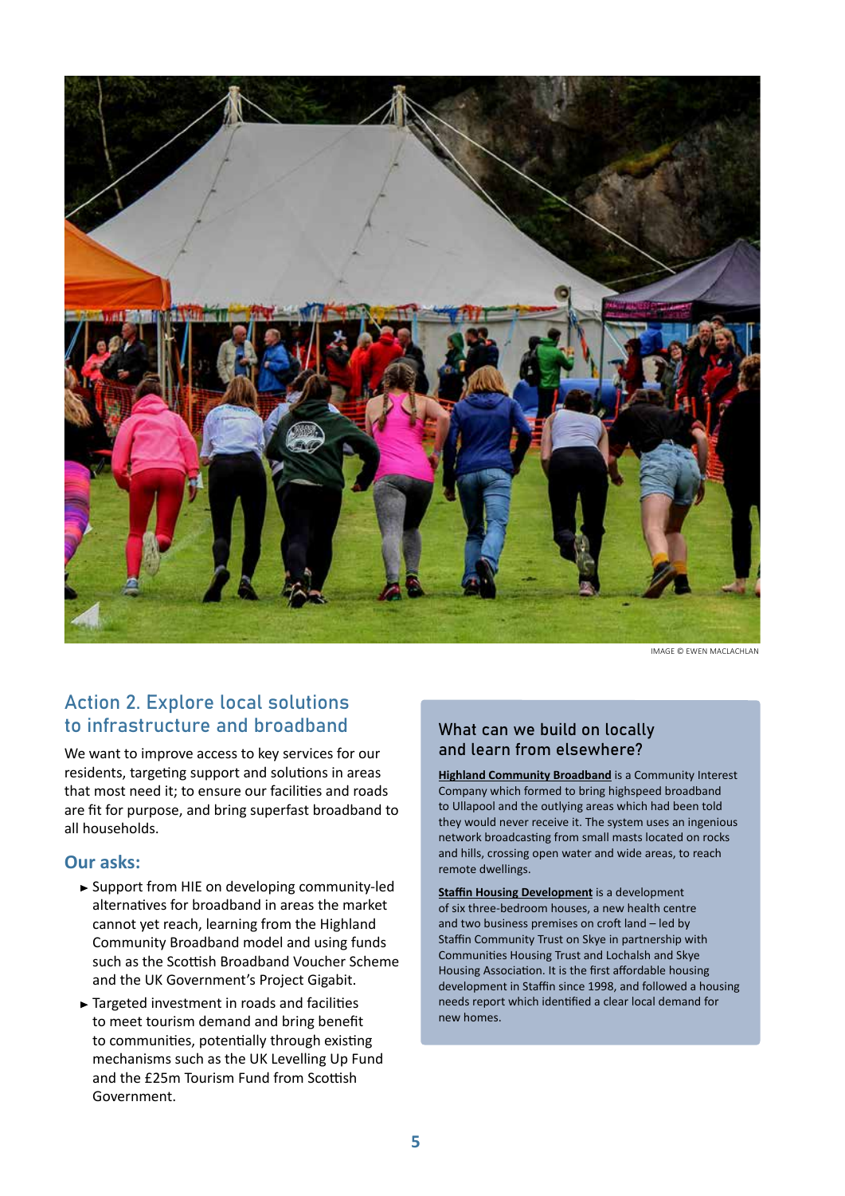IMAGE © EWEN MACLACHLAN

## Action 2. Explore local solutions to infrastructure and broadband

We want to improve access to key services for our residents, targeting support and solutions in areas that most need it; to ensure our facilities and roads are fit for purpose, and bring superfast broadband to all households.

### Our asks:

- Support from HIE on developing community-led alternatives for broadband in areas the market cannot yet reach, learning from the Highland Community Broadband model and using funds such as the Scottish Broadband Voucher Scheme and the UK Government's Project Gigabit.
- Targeted investment in roads and facilities to meet tourism demand and bring benefit to communities, potentially through existing mechanisms such as the UK Levelling Up Fund and the £25m Tourism Fund from Scottish Government.

### What can we build on locally and learn from elsewhere?

**Highland Community Broadband** is a Community Interest Company which formed to bring highspeed broadband to Ullapool and the outlying areas which had been told they would never receive it. The system uses an ingenious network broadcasting from small masts located on rocks and hills, crossing open water and wide areas, to reach remote dwellings.

**Staffin Housing Development** is a development of six three-bedroom houses, a new health centre and two business premises on croft land – led by Staffin Community Trust on Skye in partnership with Communities Housing Trust and Lochalsh and Skye Housing Association. It is the first affordable housing development in Staffin since 1998, and followed a housing needs report which identified a clear local demand for new homes.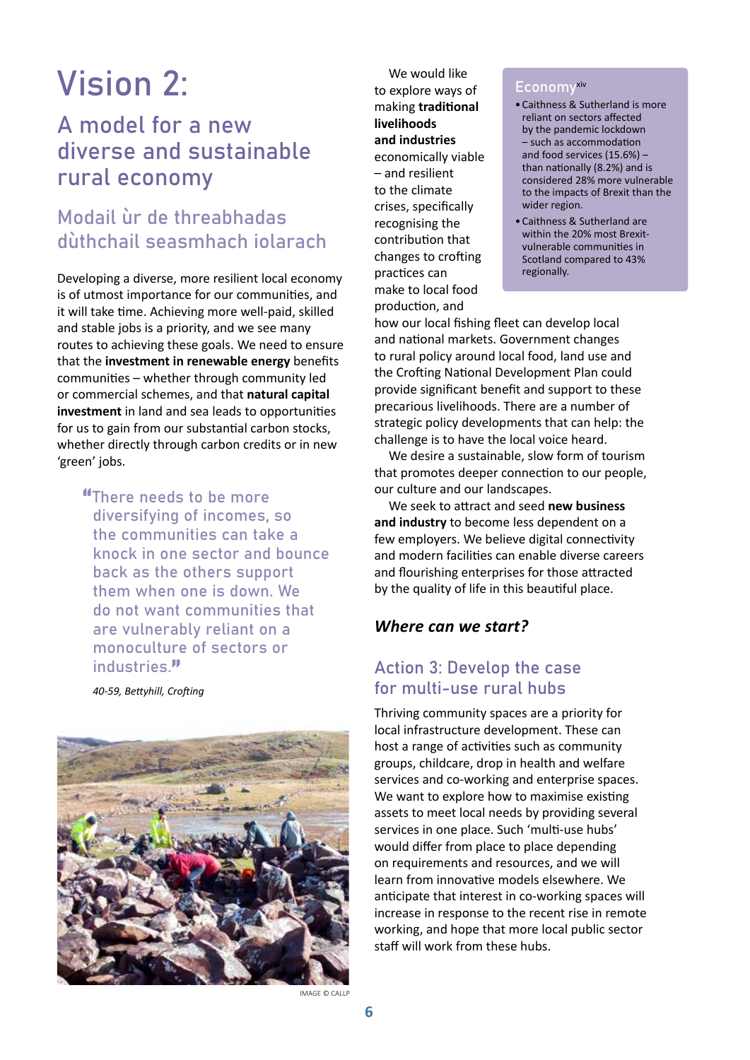# Vision 2:

## A model for a new diverse and sustainable rural economy

## Modail ùr de threabhadas dùthchail seasmhach iolarach

Developing a diverse, more resilient local economy is of utmost importance for our communities, and it will take time. Achieving more well-paid, skilled and stable jobs is a priority, and we see many routes to achieving these goals. We need to ensure that the **investment in renewable energy** benefits communities – whether through community led or commercial schemes, and that **natural capital investment** in land and sea leads to opportunities for us to gain from our substantial carbon stocks, whether directly through carbon credits or in new 'green' jobs.

> "There needs to be more diversifying of incomes, so the communities can take a knock in one sector and bounce back as the others support them when one is down. We do not want communities that are vulnerably reliant on a monoculture of sectors or industries."
>
> *40-59, Bettyhill, Crofting*

IMAGE © CALLP

We would like to explore ways of making **traditional livelihoods and industries** economically viable – and resilient to the climate crises, specifically recognising the contribution that changes to crofting practices can make to local food production, and how our local fishing fleet can develop local and national markets. Government changes to rural policy around local food, land use and the Crofting National Development Plan could provide significant benefit and support to these precarious livelihoods. There are a number of strategic policy developments that can help: the challenge is to have the local voice heard.

We desire a sustainable, slow form of tourism that promotes deeper connection to our people, our culture and our landscapes.

We seek to attract and seed **new business and industry** to become less dependent on a few employers. We believe digital connectivity and modern facilities can enable diverse careers and flourishing enterprises for those attracted by the quality of life in this beautiful place.

### Economy[xiv]

- Caithness & Sutherland is more reliant on sectors affected by the pandemic lockdown – such as accommodation and food services (15.6%) – than nationally (8.2%) and is considered 28% more vulnerable to the impacts of Brexit than the wider region.
- Caithness & Sutherland are within the 20% most Brexit-vulnerable communities in Scotland compared to 43% regionally.

### *Where can we start?*

### Action 3: Develop the case for multi-use rural hubs

Thriving community spaces are a priority for local infrastructure development. These can host a range of activities such as community groups, childcare, drop in health and welfare services and co-working and enterprise spaces. We want to explore how to maximise existing assets to meet local needs by providing several services in one place. Such 'multi-use hubs' would differ from place to place depending on requirements and resources, and we will learn from innovative models elsewhere. We anticipate that interest in co-working spaces will increase in response to the recent rise in remote working, and hope that more local public sector staff will work from these hubs.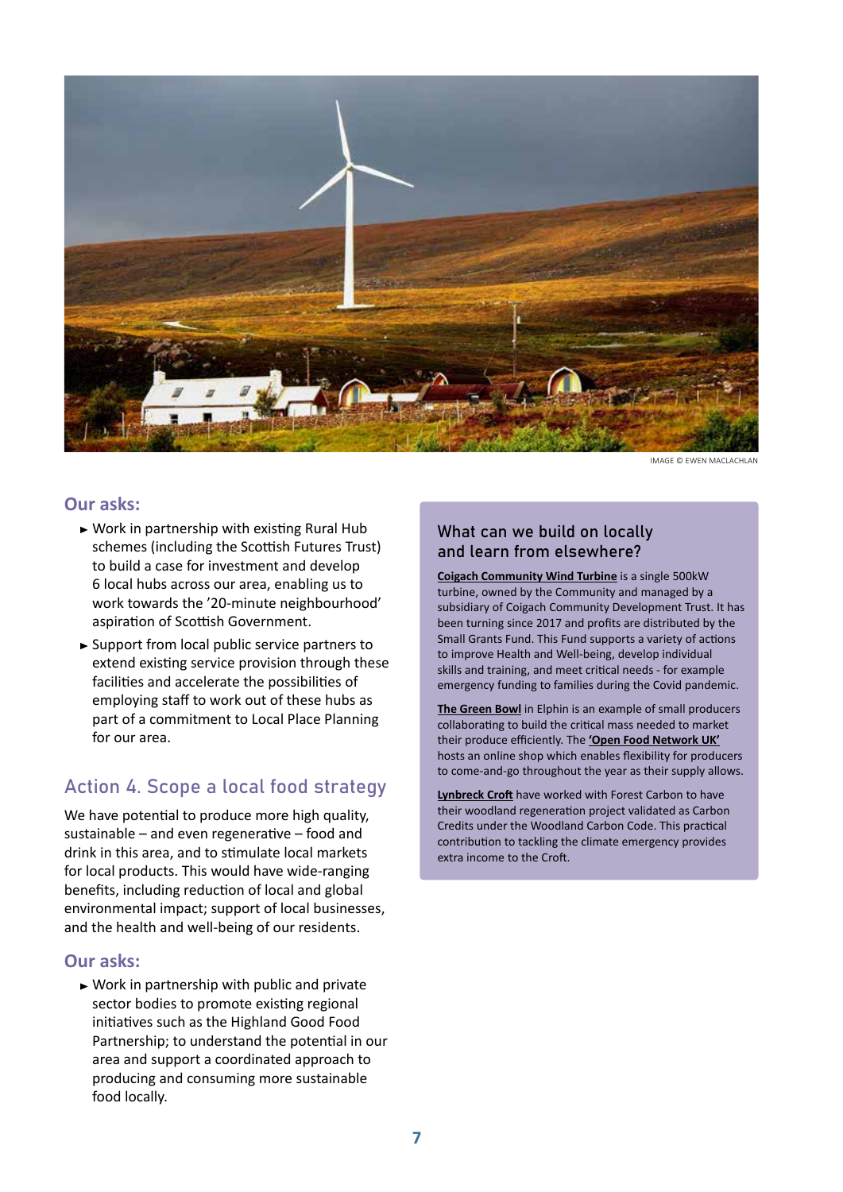IMAGE © EWEN MACLACHLAN

## Our asks:

- Work in partnership with existing Rural Hub schemes (including the Scottish Futures Trust) to build a case for investment and develop 6 local hubs across our area, enabling us to work towards the '20-minute neighbourhood' aspiration of Scottish Government.
- Support from local public service partners to extend existing service provision through these facilities and accelerate the possibilities of employing staff to work out of these hubs as part of a commitment to Local Place Planning for our area.

## Action 4. Scope a local food strategy

We have potential to produce more high quality, sustainable – and even regenerative – food and drink in this area, and to stimulate local markets for local products. This would have wide-ranging benefits, including reduction of local and global environmental impact; support of local businesses, and the health and well-being of our residents.

## Our asks:

- Work in partnership with public and private sector bodies to promote existing regional initiatives such as the Highland Good Food Partnership; to understand the potential in our area and support a coordinated approach to producing and consuming more sustainable food locally.

### What can we build on locally and learn from elsewhere?

**Coigach Community Wind Turbine** is a single 500kW turbine, owned by the Community and managed by a subsidiary of Coigach Community Development Trust. It has been turning since 2017 and profits are distributed by the Small Grants Fund. This Fund supports a variety of actions to improve Health and Well-being, develop individual skills and training, and meet critical needs - for example emergency funding to families during the Covid pandemic.

**The Green Bowl** in Elphin is an example of small producers collaborating to build the critical mass needed to market their produce efficiently. The **'Open Food Network UK'** hosts an online shop which enables flexibility for producers to come-and-go throughout the year as their supply allows.

**Lynbreck Croft** have worked with Forest Carbon to have their woodland regeneration project validated as Carbon Credits under the Woodland Carbon Code. This practical contribution to tackling the climate emergency provides extra income to the Croft.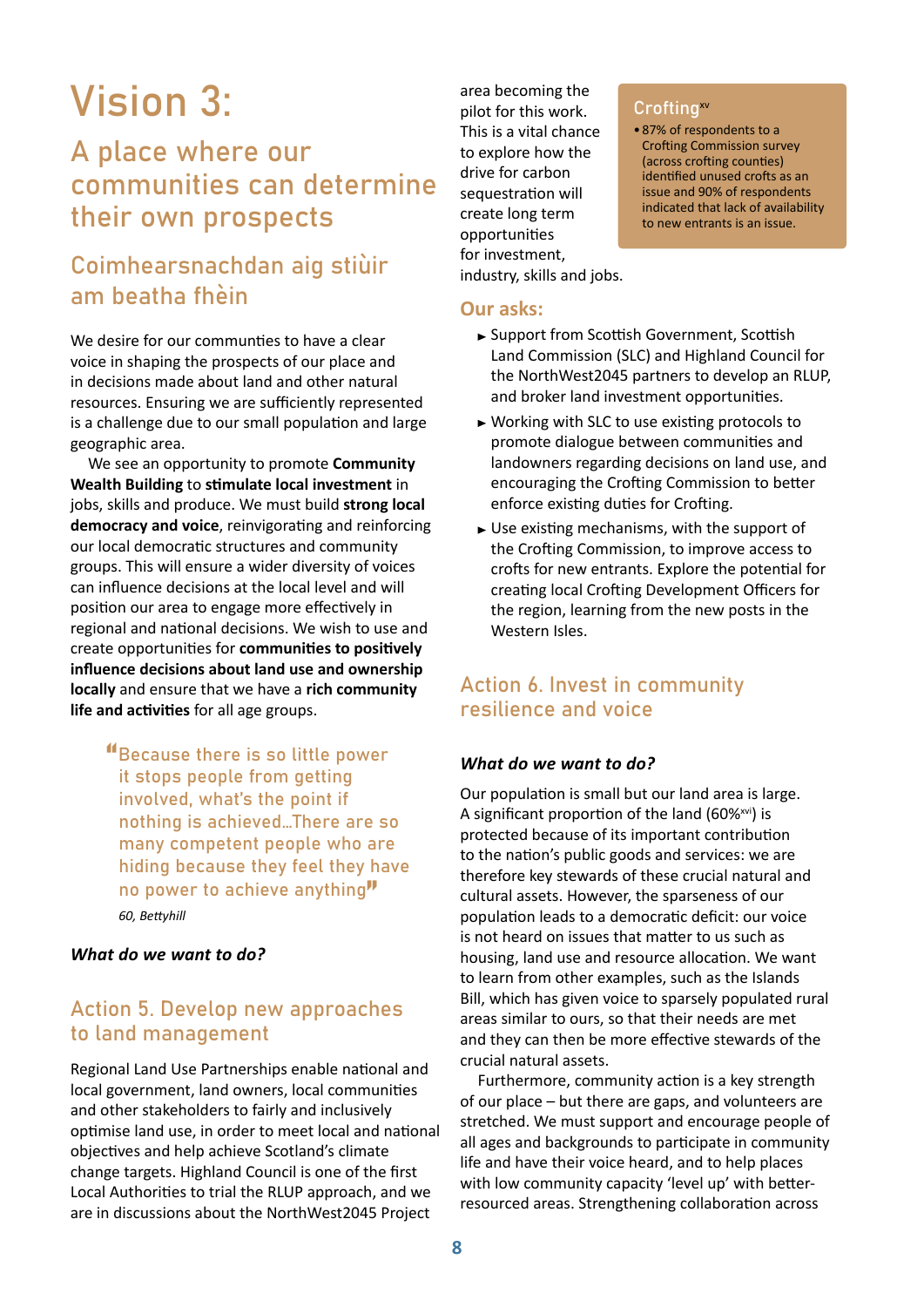# Vision 3:

## A place where our communities can determine their own prospects

## Coimhearsnachdan aig stiùir am beatha fhèin

We desire for our communties to have a clear voice in shaping the prospects of our place and in decisions made about land and other natural resources. Ensuring we are sufficiently represented is a challenge due to our small population and large geographic area.

We see an opportunity to promote **Community Wealth Building** to **stimulate local investment** in jobs, skills and produce. We must build **strong local democracy and voice**, reinvigorating and reinforcing our local democratic structures and community groups. This will ensure a wider diversity of voices can influence decisions at the local level and will position our area to engage more effectively in regional and national decisions. We wish to use and create opportunities for **communities to positively influence decisions about land use and ownership locally** and ensure that we have a **rich community life and activities** for all age groups.

> "Because there is so little power it stops people from getting involved, what's the point if nothing is achieved…There are so many competent people who are hiding because they feel they have no power to achieve anything"
>
> *60, Bettyhill*

***What do we want to do?***

### Action 5. Develop new approaches to land management

Regional Land Use Partnerships enable national and local government, land owners, local communities and other stakeholders to fairly and inclusively optimise land use, in order to meet local and national objectives and help achieve Scotland's climate change targets. Highland Council is one of the first Local Authorities to trial the RLUP approach, and we are in discussions about the NorthWest2045 Project area becoming the pilot for this work. This is a vital chance to explore how the drive for carbon sequestration will create long term opportunities for investment, industry, skills and jobs.

> **Crofting[xv]**
>
> - 87% of respondents to a Crofting Commission survey (across crofting counties) identified unused crofts as an issue and 90% of respondents indicated that lack of availability to new entrants is an issue.

**Our asks:**

- Support from Scottish Government, Scottish Land Commission (SLC) and Highland Council for the NorthWest2045 partners to develop an RLUP, and broker land investment opportunities.
- Working with SLC to use existing protocols to promote dialogue between communities and landowners regarding decisions on land use, and encouraging the Crofting Commission to better enforce existing duties for Crofting.
- Use existing mechanisms, with the support of the Crofting Commission, to improve access to crofts for new entrants. Explore the potential for creating local Crofting Development Officers for the region, learning from the new posts in the Western Isles.

### Action 6. Invest in community resilience and voice

***What do we want to do?***

Our population is small but our land area is large. A significant proportion of the land (60%[xvi]) is protected because of its important contribution to the nation's public goods and services: we are therefore key stewards of these crucial natural and cultural assets. However, the sparseness of our population leads to a democratic deficit: our voice is not heard on issues that matter to us such as housing, land use and resource allocation. We want to learn from other examples, such as the Islands Bill, which has given voice to sparsely populated rural areas similar to ours, so that their needs are met and they can then be more effective stewards of the crucial natural assets.

Furthermore, community action is a key strength of our place – but there are gaps, and volunteers are stretched. We must support and encourage people of all ages and backgrounds to participate in community life and have their voice heard, and to help places with low community capacity 'level up' with better-resourced areas. Strengthening collaboration across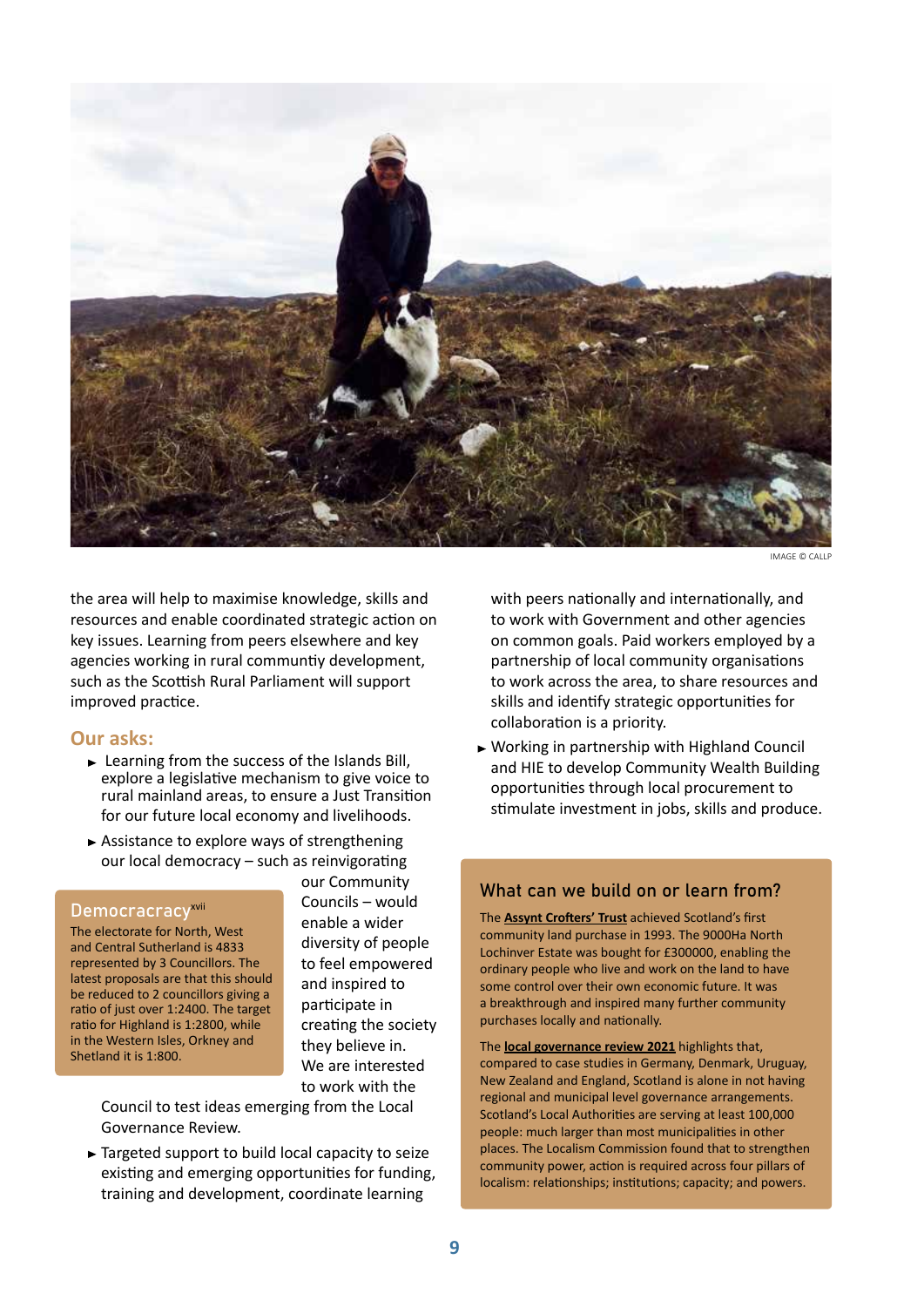IMAGE © CALLP

the area will help to maximise knowledge, skills and resources and enable coordinated strategic action on key issues. Learning from peers elsewhere and key agencies working in rural communtiy development, such as the Scottish Rural Parliament will support improved practice.

## Our asks:

- Learning from the success of the Islands Bill, explore a legislative mechanism to give voice to rural mainland areas, to ensure a Just Transition for our future local economy and livelihoods.
- Assistance to explore ways of strengthening our local democracy – such as reinvigorating our Community Councils – would enable a wider diversity of people to feel empowered and inspired to participate in creating the society they believe in. We are interested to work with the Council to test ideas emerging from the Local Governance Review.
- Targeted support to build local capacity to seize existing and emerging opportunities for funding, training and development, coordinate learning with peers nationally and internationally, and to work with Government and other agencies on common goals. Paid workers employed by a partnership of local community organisations to work across the area, to share resources and skills and identify strategic opportunities for collaboration is a priority.
- Working in partnership with Highland Council and HIE to develop Community Wealth Building opportunities through local procurement to stimulate investment in jobs, skills and produce.

### Democracy[xvii]

The electorate for North, West and Central Sutherland is 4833 represented by 3 Councillors. The latest proposals are that this should be reduced to 2 councillors giving a ratio of just over 1:2400. The target ratio for Highland is 1:2800, while in the Western Isles, Orkney and Shetland it is 1:800.

### What can we build on or learn from?

The **Assynt Crofters' Trust** achieved Scotland's first community land purchase in 1993. The 9000Ha North Lochinver Estate was bought for £300000, enabling the ordinary people who live and work on the land to have some control over their own economic future. It was a breakthrough and inspired many further community purchases locally and nationally.

The **local governance review 2021** highlights that, compared to case studies in Germany, Denmark, Uruguay, New Zealand and England, Scotland is alone in not having regional and municipal level governance arrangements. Scotland's Local Authorities are serving at least 100,000 people: much larger than most municipalities in other places. The Localism Commission found that to strengthen community power, action is required across four pillars of localism: relationships; institutions; capacity; and powers.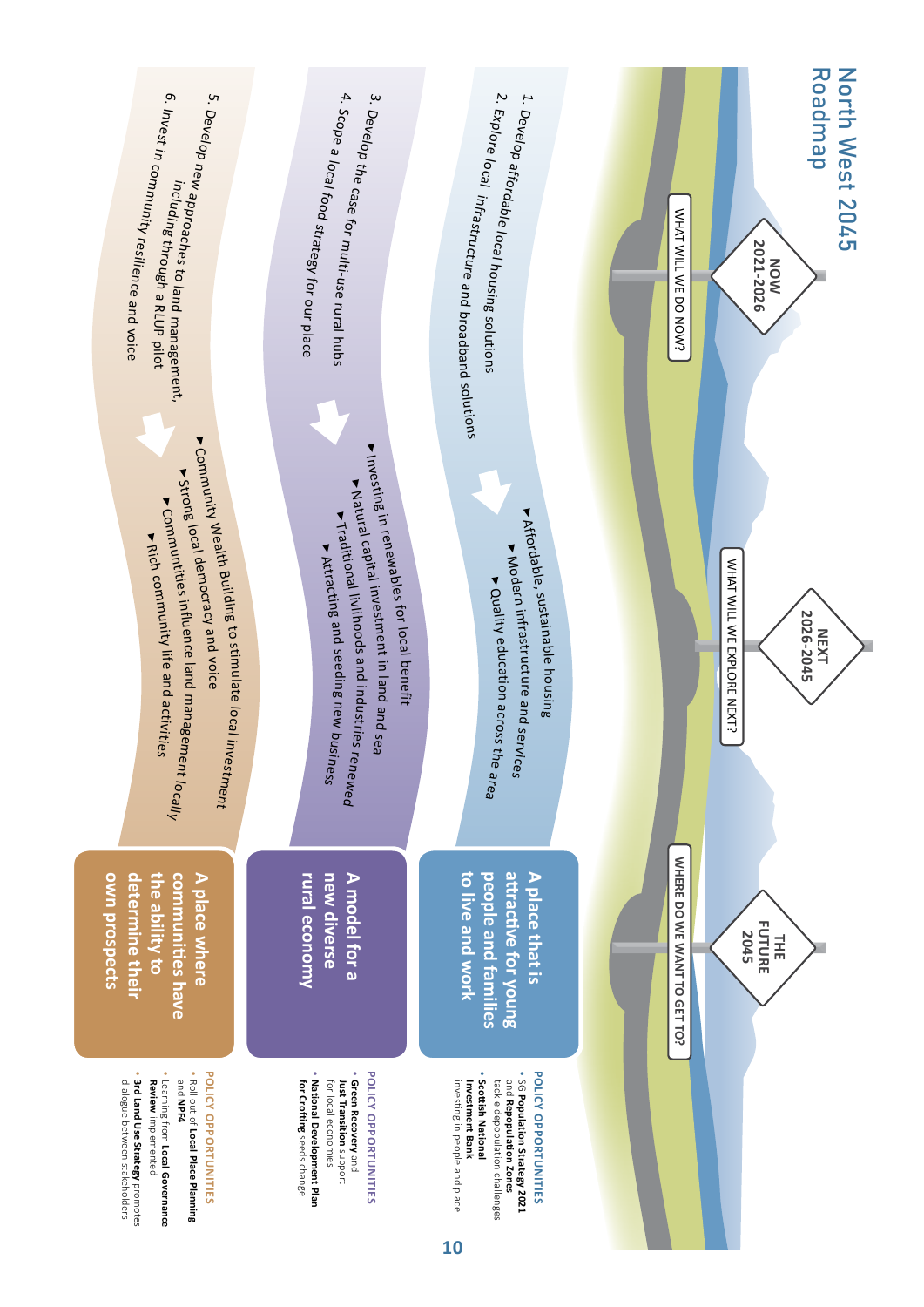# North West 2045 Roadmap

**NOW 2021-2026** — WHAT WILL WE DO NOW?

**NEXT 2026-2045** — WHAT WILL WE EXPLORE NEXT?

**THE FUTURE 2045** — WHERE DO WE WANT TO GET TO?

## A place that is attractive for young people and families to live and work

**Now:**

1. Develop affordable local housing solutions
2. Explore local infrastructure and broadband solutions

**Next:**

- Affordable, sustainable housing
- Modern infrastructure and services
- Quality education across the area

**POLICY OPPORTUNITIES**

- SG **Population Strategy 2021** and **Repopulation Zones** tackle depopulation challenges
- **Scottish National Investment Bank** investing in people and place

## A model for a new diverse rural economy

**Now:**

3. Develop the case for multi-use rural hubs
4. Scope a local food strategy for our place

**Next:**

- Investing in renewables for local benefit
- Natural capital investment in land and sea
- Traditional livlihoods and industries renewed
- Attracting and seeding new business

**POLICY OPPORTUNITIES**

- **Green Recovery** and **Just Transition** support for local economies
- **National Development Plan for Crofting** seeds change

## A place where communities have the ability to determine their own prospects

**Now:**

5. Develop new approaches to land management, including through a RLUP pilot
6. Invest in community resilience and voice

**Next:**

- Community Wealth Building to stimulate local investment
- Strong local democracy and voice
- Communities influence land management locally
- Rich community life and activities

**POLICY OPPORTUNITIES**

- Roll out of **Local Place Planning** and **NPF4**
- Learning from **Local Governance Review** implemented
- **3rd Land Use Strategy** promotes dialogue between stakeholders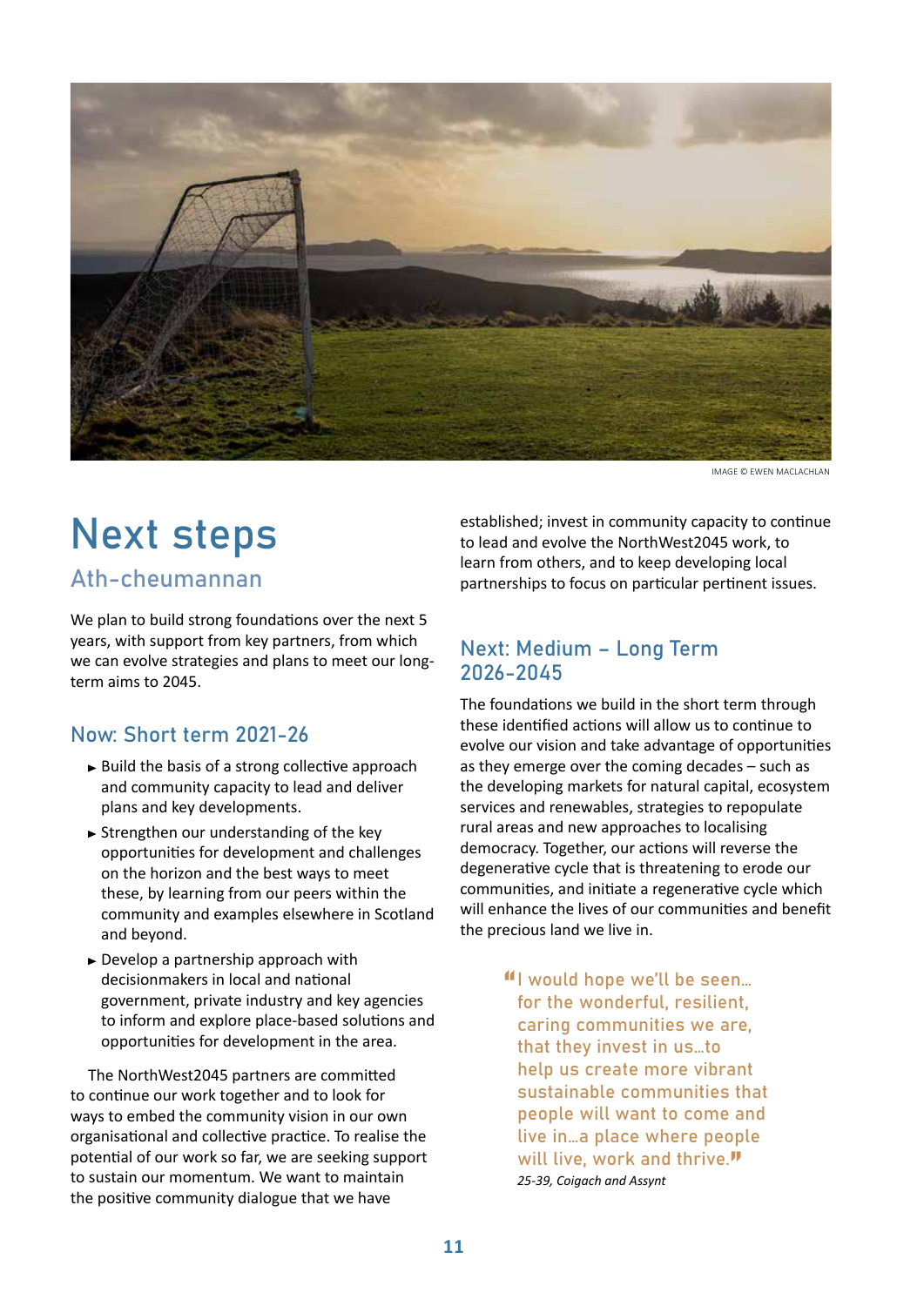IMAGE © EWEN MACLACHLAN

# Next steps

## Ath-cheumannan

We plan to build strong foundations over the next 5 years, with support from key partners, from which we can evolve strategies and plans to meet our long-term aims to 2045.

### Now: Short term 2021-26

- Build the basis of a strong collective approach and community capacity to lead and deliver plans and key developments.
- Strengthen our understanding of the key opportunities for development and challenges on the horizon and the best ways to meet these, by learning from our peers within the community and examples elsewhere in Scotland and beyond.
- Develop a partnership approach with decisionmakers in local and national government, private industry and key agencies to inform and explore place-based solutions and opportunities for development in the area.

The NorthWest2045 partners are committed to continue our work together and to look for ways to embed the community vision in our own organisational and collective practice. To realise the potential of our work so far, we are seeking support to sustain our momentum. We want to maintain the positive community dialogue that we have established; invest in community capacity to continue to lead and evolve the NorthWest2045 work, to learn from others, and to keep developing local partnerships to focus on particular pertinent issues.

### Next: Medium – Long Term 2026-2045

The foundations we build in the short term through these identified actions will allow us to continue to evolve our vision and take advantage of opportunities as they emerge over the coming decades – such as the developing markets for natural capital, ecosystem services and renewables, strategies to repopulate rural areas and new approaches to localising democracy. Together, our actions will reverse the degenerative cycle that is threatening to erode our communities, and initiate a regenerative cycle which will enhance the lives of our communities and benefit the precious land we live in.

> "I would hope we'll be seen… for the wonderful, resilient, caring communities we are, that they invest in us…to help us create more vibrant sustainable communities that people will want to come and live in…a place where people will live, work and thrive."
>
> *25-39, Coigach and Assynt*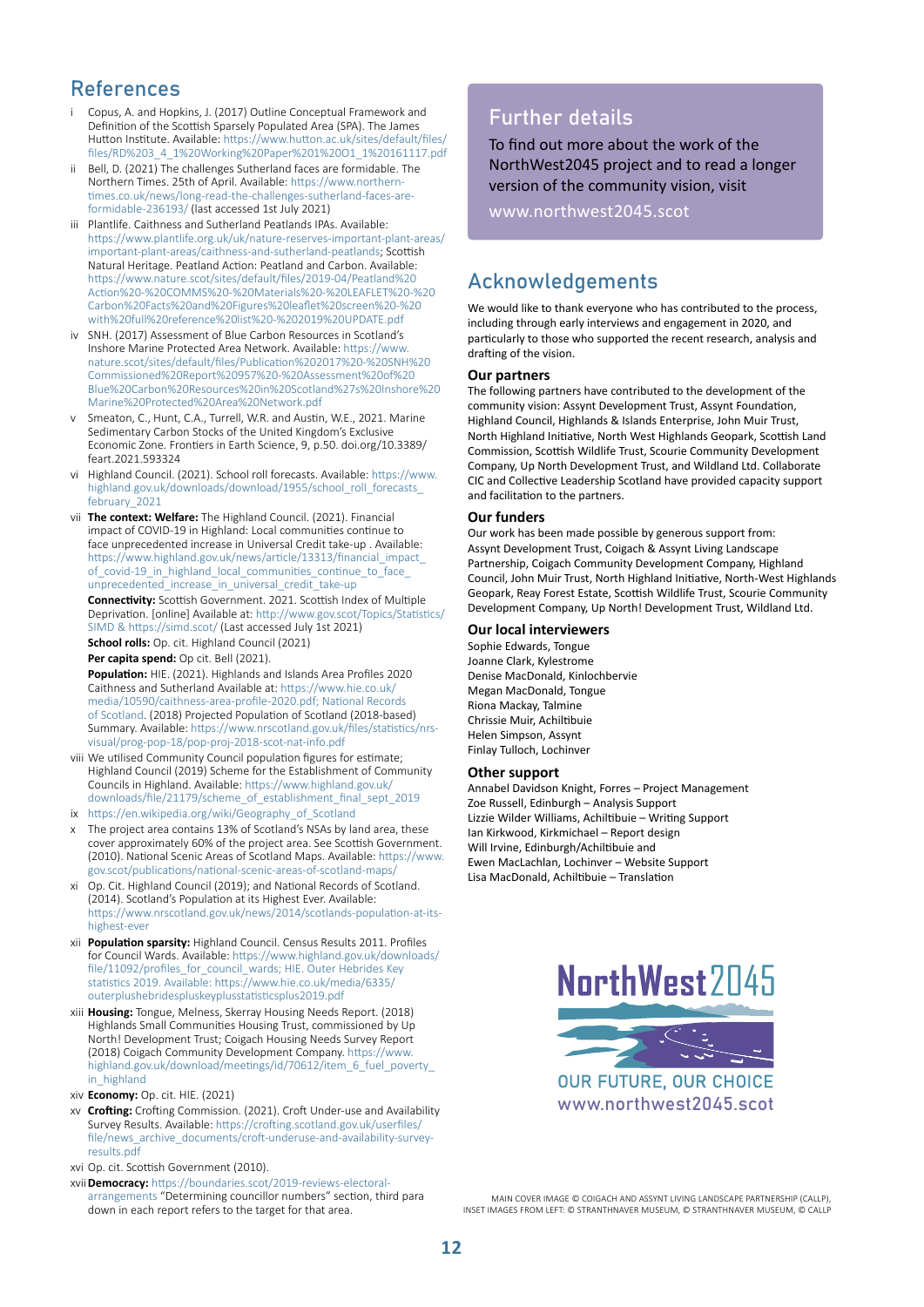## References

- i Copus, A. and Hopkins, J. (2017) Outline Conceptual Framework and Definition of the Scottish Sparsely Populated Area (SPA). The James Hutton Institute. Available: https://www.hutton.ac.uk/sites/default/files/files/RD%203_4_1%20Working%20Paper%201%20O1_1%20161117.pdf
- ii Bell, D. (2021) The challenges Sutherland faces are formidable. The Northern Times. 25th of April. Available: https://www.northern-times.co.uk/news/long-read-the-challenges-sutherland-faces-are-formidable-236193/ (last accessed 1st July 2021)
- iii Plantlife. Caithness and Sutherland Peatlands IPAs. Available: https://www.plantlife.org.uk/uk/nature-reserves-important-plant-areas/important-plant-areas/caithness-and-sutherland-peatlands; Scottish Natural Heritage. Peatland Action: Peatland and Carbon. Available: https://www.nature.scot/sites/default/files/2019-04/Peatland%20Action%20-%20COMMS%20-%20Materials%20-%20LEAFLET%20-%20Carbon%20Facts%20and%20Figures%20leaflet%20screen%20-%20with%20full%20reference%20list%20-%202019%20UPDATE.pdf
- iv SNH. (2017) Assessment of Blue Carbon Resources in Scotland's Inshore Marine Protected Area Network. Available: https://www.nature.scot/sites/default/files/Publication%202017%20-%20SNH%20Commissioned%20Report%20957%20-%20Assessment%20of%20Blue%20Carbon%20Resources%20in%20Scotland%27s%20Inshore%20Marine%20Protected%20Area%20Network.pdf
- v Smeaton, C., Hunt, C.A., Turrell, W.R. and Austin, W.E., 2021. Marine Sedimentary Carbon Stocks of the United Kingdom's Exclusive Economic Zone. Frontiers in Earth Science, 9, p.50. doi.org/10.3389/feart.2021.593324
- vi Highland Council. (2021). School roll forecasts. Available: https://www.highland.gov.uk/downloads/download/1955/school_roll_forecasts_february_2021
- vii **The context: Welfare:** The Highland Council. (2021). Financial impact of COVID-19 in Highland: Local communities continue to face unprecedented increase in Universal Credit take-up . Available: https://www.highland.gov.uk/news/article/13313/financial_impact_of_covid-19_in_highland_local_communities_continue_to_face_unprecedented_increase_in_universal_credit_take-up

  **Connectivity:** Scottish Government. 2021. Scottish Index of Multiple Deprivation. [online] Available at: http://www.gov.scot/Topics/Statistics/SIMD & https://simd.scot/ (Last accessed July 1st 2021)

  **School rolls:** Op. cit. Highland Council (2021)

  **Per capita spend:** Op cit. Bell (2021).

  **Population:** HIE. (2021). Highlands and Islands Area Profiles 2020 Caithness and Sutherland Available at: https://www.hie.co.uk/media/10590/caithness-area-profile-2020.pdf; National Records of Scotland. (2018) Projected Population of Scotland (2018-based) Summary. Available: https://www.nrscotland.gov.uk/files/statistics/nrs-visual/prog-pop-18/pop-proj-2018-scot-nat-info.pdf
- viii We utilised Community Council population figures for estimate; Highland Council (2019) Scheme for the Establishment of Community Councils in Highland. Available: https://www.highland.gov.uk/downloads/file/21179/scheme_of_establishment_final_sept_2019
- ix https://en.wikipedia.org/wiki/Geography_of_Scotland
- x The project area contains 13% of Scotland's NSAs by land area, these cover approximately 60% of the project area. See Scottish Government. (2010). National Scenic Areas of Scotland Maps. Available: https://www.gov.scot/publications/national-scenic-areas-of-scotland-maps/
- xi Op. Cit. Highland Council (2019); and National Records of Scotland. (2014). Scotland's Population at its Highest Ever. Available: https://www.nrscotland.gov.uk/news/2014/scotlands-population-at-its-highest-ever
- xii **Population sparsity:** Highland Council. Census Results 2011. Profiles for Council Wards. Available: https://www.highland.gov.uk/downloads/file/11092/profiles_for_council_wards; HIE. Outer Hebrides Key statistics 2019. Available: https://www.hie.co.uk/media/6335/outerplushebridespluskeyplusstatisticsplus2019.pdf
- xiii **Housing:** Tongue, Melness, Skerray Housing Needs Report. (2018) Highlands Small Communities Housing Trust, commissioned by Up North! Development Trust; Coigach Housing Needs Survey Report (2018) Coigach Community Development Company. https://www.highland.gov.uk/download/meetings/id/70612/item_6_fuel_poverty_in_highland
- xiv **Economy:** Op. cit. HIE. (2021)
- xv **Crofting:** Crofting Commission. (2021). Croft Under-use and Availability Survey Results. Available: https://crofting.scotland.gov.uk/userfiles/file/news_archive_documents/croft-underuse-and-availability-survey-results.pdf
- xvi Op. cit. Scottish Government (2010).
- xvii **Democracy:** https://boundaries.scot/2019-reviews-electoral-arrangements "Determining councillor numbers" section, third para down in each report refers to the target for that area.

## Further details

To find out more about the work of the NorthWest2045 project and to read a longer version of the community vision, visit

www.northwest2045.scot

## Acknowledgements

We would like to thank everyone who has contributed to the process, including through early interviews and engagement in 2020, and particularly to those who supported the recent research, analysis and drafting of the vision.

### Our partners

The following partners have contributed to the development of the community vision: Assynt Development Trust, Assynt Foundation, Highland Council, Highlands & Islands Enterprise, John Muir Trust, North Highland Initiative, North West Highlands Geopark, Scottish Land Commission, Scottish Wildlife Trust, Scourie Community Development Company, Up North Development Trust, and Wildland Ltd. Collaborate CIC and Collective Leadership Scotland have provided capacity support and facilitation to the partners.

### Our funders

Our work has been made possible by generous support from: Assynt Development Trust, Coigach & Assynt Living Landscape Partnership, Coigach Community Development Company, Highland Council, John Muir Trust, North Highland Initiative, North-West Highlands Geopark, Reay Forest Estate, Scottish Wildlife Trust, Scourie Community Development Company, Up North! Development Trust, Wildland Ltd.

### Our local interviewers

Sophie Edwards, Tongue
Joanne Clark, Kylestrome
Denise MacDonald, Kinlochbervie
Megan MacDonald, Tongue
Riona Mackay, Talmine
Chrissie Muir, Achiltibuie
Helen Simpson, Assynt
Finlay Tulloch, Lochinver

### Other support

Annabel Davidson Knight, Forres – Project Management
Zoe Russell, Edinburgh – Analysis Support
Lizzie Wilder Williams, Achiltibuie – Writing Support
Ian Kirkwood, Kirkmichael – Report design
Will Irvine, Edinburgh/Achiltibuie and
Ewen MacLachlan, Lochinver – Website Support
Lisa MacDonald, Achiltibuie – Translation

NorthWest2045

OUR FUTURE, OUR CHOICE
www.northwest2045.scot

MAIN COVER IMAGE © COIGACH AND ASSYNT LIVING LANDSCAPE PARTNERSHIP (CALLP), INSET IMAGES FROM LEFT: © STRANTHNAVER MUSEUM, © STRANTHNAVER MUSEUM, © CALLP